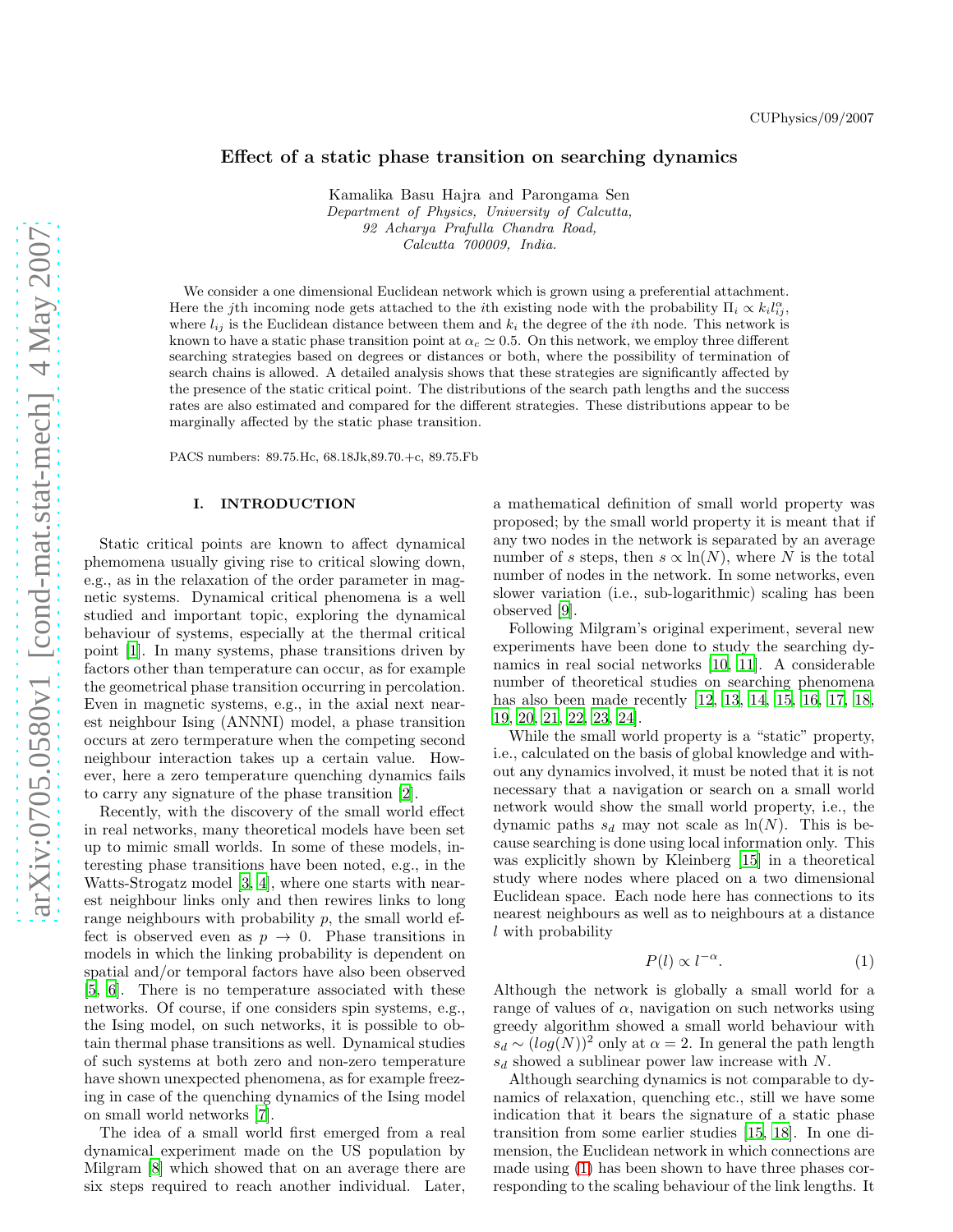CUPhysics/09/2007

# Effect of a static phase transition on searching dynamics

Kamalika Basu Hajra and Parongama Sen

*Department of Physics, University of Calcutta,*
*92 Acharya Prafulla Chandra Road,*
*Calcutta 700009, India.*

We consider a one dimensional Euclidean network which is grown using a preferential attachment. Here the $j$th incoming node gets attached to the $i$th existing node with the probability $\Pi_i \propto k_i l_{ij}^{\alpha}$, where $l_{ij}$ is the Euclidean distance between them and $k_i$ the degree of the $i$th node. This network is known to have a static phase transition point at $\alpha_c \simeq 0.5$. On this network, we employ three different searching strategies based on degrees or distances or both, where the possibility of termination of search chains is allowed. A detailed analysis shows that these strategies are significantly affected by the presence of the static critical point. The distributions of the search path lengths and the success rates are also estimated and compared for the different strategies. These distributions appear to be marginally affected by the static phase transition.

PACS numbers: 89.75.Hc, 68.18Jk,89.70.+c, 89.75.Fb

## I. INTRODUCTION

Static critical points are known to affect dynamical phemomena usually giving rise to critical slowing down, e.g., as in the relaxation of the order parameter in magnetic systems. Dynamical critical phenomena is a well studied and important topic, exploring the dynamical behaviour of systems, especially at the thermal critical point [1]. In many systems, phase transitions driven by factors other than temperature can occur, as for example the geometrical phase transition occurring in percolation. Even in magnetic systems, e.g., in the axial next nearest neighbour Ising (ANNNI) model, a phase transition occurs at zero termperature when the competing second neighbour interaction takes up a certain value. However, here a zero temperature quenching dynamics fails to carry any signature of the phase transition [2].

Recently, with the discovery of the small world effect in real networks, many theoretical models have been set up to mimic small worlds. In some of these models, interesting phase transitions have been noted, e.g., in the Watts-Strogatz model [3, 4], where one starts with nearest neighbour links only and then rewires links to long range neighbours with probability $p$, the small world effect is observed even as $p \to 0$. Phase transitions in models in which the linking probability is dependent on spatial and/or temporal factors have also been observed [5, 6]. There is no temperature associated with these networks. Of course, if one considers spin systems, e.g., the Ising model, on such networks, it is possible to obtain thermal phase transitions as well. Dynamical studies of such systems at both zero and non-zero temperature have shown unexpected phenomena, as for example freezing in case of the quenching dynamics of the Ising model on small world networks [7].

The idea of a small world first emerged from a real dynamical experiment made on the US population by Milgram [8] which showed that on an average there are six steps required to reach another individual. Later, a mathematical definition of small world property was proposed; by the small world property it is meant that if any two nodes in the network is separated by an average number of $s$ steps, then $s \propto \ln(N)$, where $N$ is the total number of nodes in the network. In some networks, even slower variation (i.e., sub-logarithmic) scaling has been observed [9].

Following Milgram's original experiment, several new experiments have been done to study the searching dynamics in real social networks [10, 11]. A considerable number of theoretical studies on searching phenomena has also been made recently [12, 13, 14, 15, 16, 17, 18, 19, 20, 21, 22, 23, 24].

While the small world property is a "static" property, i.e., calculated on the basis of global knowledge and without any dynamics involved, it must be noted that it is not necessary that a navigation or search on a small world network would show the small world property, i.e., the dynamic paths $s_d$ may not scale as $\ln(N)$. This is because searching is done using local information only. This was explicitly shown by Kleinberg [15] in a theoretical study where nodes where placed on a two dimensional Euclidean space. Each node here has connections to its nearest neighbours as well as to neighbours at a distance $l$ with probability

$$P(l) \propto l^{-\alpha}. \tag{1}$$

Although the network is globally a small world for a range of values of $\alpha$, navigation on such networks using greedy algorithm showed a small world behaviour with $s_d \sim (log(N))^2$ only at $\alpha = 2$. In general the path length $s_d$ showed a sublinear power law increase with $N$.

Although searching dynamics is not comparable to dynamics of relaxation, quenching etc., still we have some indication that it bears the signature of a static phase transition from some earlier studies [15, 18]. In one dimension, the Euclidean network in which connections are made using (1) has been shown to have three phases corresponding to the scaling behaviour of the link lengths. It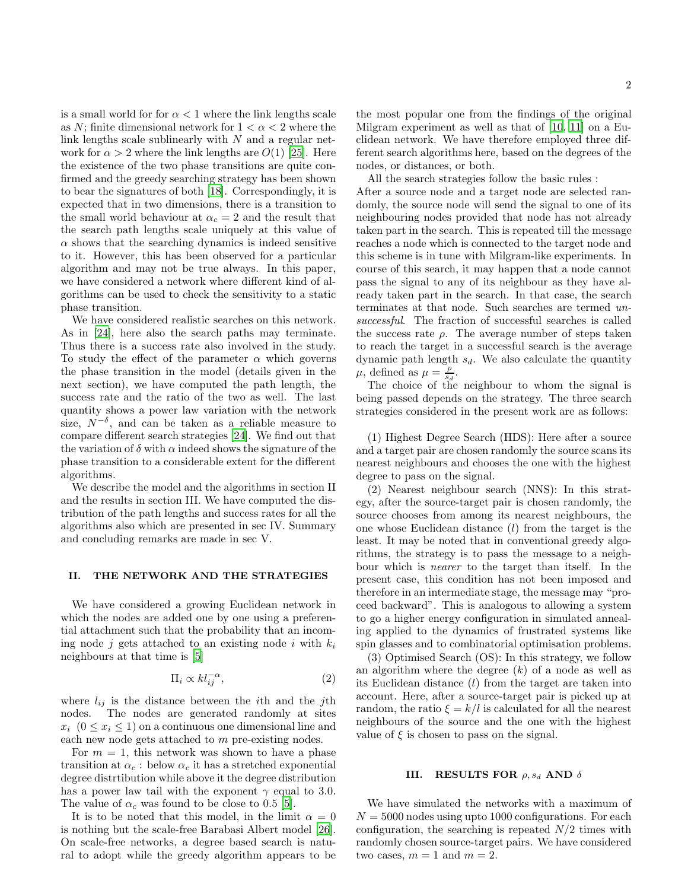is a small world for for $\alpha < 1$ where the link lengths scale as $N$; finite dimensional network for $1 < \alpha < 2$ where the link lengths scale sublinearly with $N$ and a regular network for $\alpha > 2$ where the link lengths are $O(1)$ [25]. Here the existence of the two phase transitions are quite confirmed and the greedy searching strategy has been shown to bear the signatures of both [18]. Correspondingly, it is expected that in two dimensions, there is a transition to the small world behaviour at $\alpha_c = 2$ and the result that the search path lengths scale uniquely at this value of $\alpha$ shows that the searching dynamics is indeed sensitive to it. However, this has been observed for a particular algorithm and may not be true always. In this paper, we have considered a network where different kind of algorithms can be used to check the sensitivity to a static phase transition.

We have considered realistic searches on this network. As in [24], here also the search paths may terminate. Thus there is a success rate also involved in the study. To study the effect of the parameter $\alpha$ which governs the phase transition in the model (details given in the next section), we have computed the path length, the success rate and the ratio of the two as well. The last quantity shows a power law variation with the network size, $N^{-\delta}$, and can be taken as a reliable measure to compare different search strategies [24]. We find out that the variation of $\delta$ with $\alpha$ indeed shows the signature of the phase transition to a considerable extent for the different algorithms.

We describe the model and the algorithms in section II and the results in section III. We have computed the distribution of the path lengths and success rates for all the algorithms also which are presented in sec IV. Summary and concluding remarks are made in sec V.

## II. THE NETWORK AND THE STRATEGIES

We have considered a growing Euclidean network in which the nodes are added one by one using a preferential attachment such that the probability that an incoming node $j$ gets attached to an existing node $i$ with $k_i$ neighbours at that time is [5]

$$\Pi_i \propto k l_{ij}^{-\alpha}, \tag{2}$$

where $l_{ij}$ is the distance between the $i$th and the $j$th nodes. The nodes are generated randomly at sites $x_i$ $(0 \leq x_i \leq 1)$ on a continuous one dimensional line and each new node gets attached to $m$ pre-existing nodes.

For $m = 1$, this network was shown to have a phase transition at $\alpha_c$ : below $\alpha_c$ it has a stretched exponential degree distrtribution while above it the degree distribution has a power law tail with the exponent $\gamma$ equal to 3.0. The value of $\alpha_c$ was found to be close to 0.5 [5].

It is to be noted that this model, in the limit $\alpha = 0$ is nothing but the scale-free Barabasi Albert model [26]. On scale-free networks, a degree based search is natural to adopt while the greedy algorithm appears to be the most popular one from the findings of the original Milgram experiment as well as that of [10, 11] on a Euclidean network. We have therefore employed three different search algorithms here, based on the degrees of the nodes, or distances, or both.

All the search strategies follow the basic rules :
After a source node and a target node are selected randomly, the source node will send the signal to one of its neighbouring nodes provided that node has not already taken part in the search. This is repeated till the message reaches a node which is connected to the target node and this scheme is in tune with Milgram-like experiments. In course of this search, it may happen that a node cannot pass the signal to any of its neighbour as they have already taken part in the search. In that case, the search terminates at that node. Such searches are termed *unsuccessful*. The fraction of successful searches is called the success rate $\rho$. The average number of steps taken to reach the target in a successful search is the average dynamic path length $s_d$. We also calculate the quantity $\mu$, defined as $\mu = \frac{\rho}{s_d}$.

The choice of the neighbour to whom the signal is being passed depends on the strategy. The three search strategies considered in the present work are as follows:

(1) Highest Degree Search (HDS): Here after a source and a target pair are chosen randomly the source scans its nearest neighbours and chooses the one with the highest degree to pass on the signal.

(2) Nearest neighbour search (NNS): In this strategy, after the source-target pair is chosen randomly, the source chooses from among its nearest neighbours, the one whose Euclidean distance ($l$) from the target is the least. It may be noted that in conventional greedy algorithms, the strategy is to pass the message to a neighbour which is *nearer* to the target than itself. In the present case, this condition has not been imposed and therefore in an intermediate stage, the message may "proceed backward". This is analogous to allowing a system to go a higher energy configuration in simulated annealing applied to the dynamics of frustrated systems like spin glasses and to combinatorial optimisation problems.

(3) Optimised Search (OS): In this strategy, we follow an algorithm where the degree ($k$) of a node as well as its Euclidean distance ($l$) from the target are taken into account. Here, after a source-target pair is picked up at random, the ratio $\xi = k/l$ is calculated for all the nearest neighbours of the source and the one with the highest value of $\xi$ is chosen to pass on the signal.

## III. RESULTS FOR $\rho, s_d$ AND $\delta$

We have simulated the networks with a maximum of $N = 5000$ nodes using upto 1000 configurations. For each configuration, the searching is repeated $N/2$ times with randomly chosen source-target pairs. We have considered two cases, $m = 1$ and $m = 2$.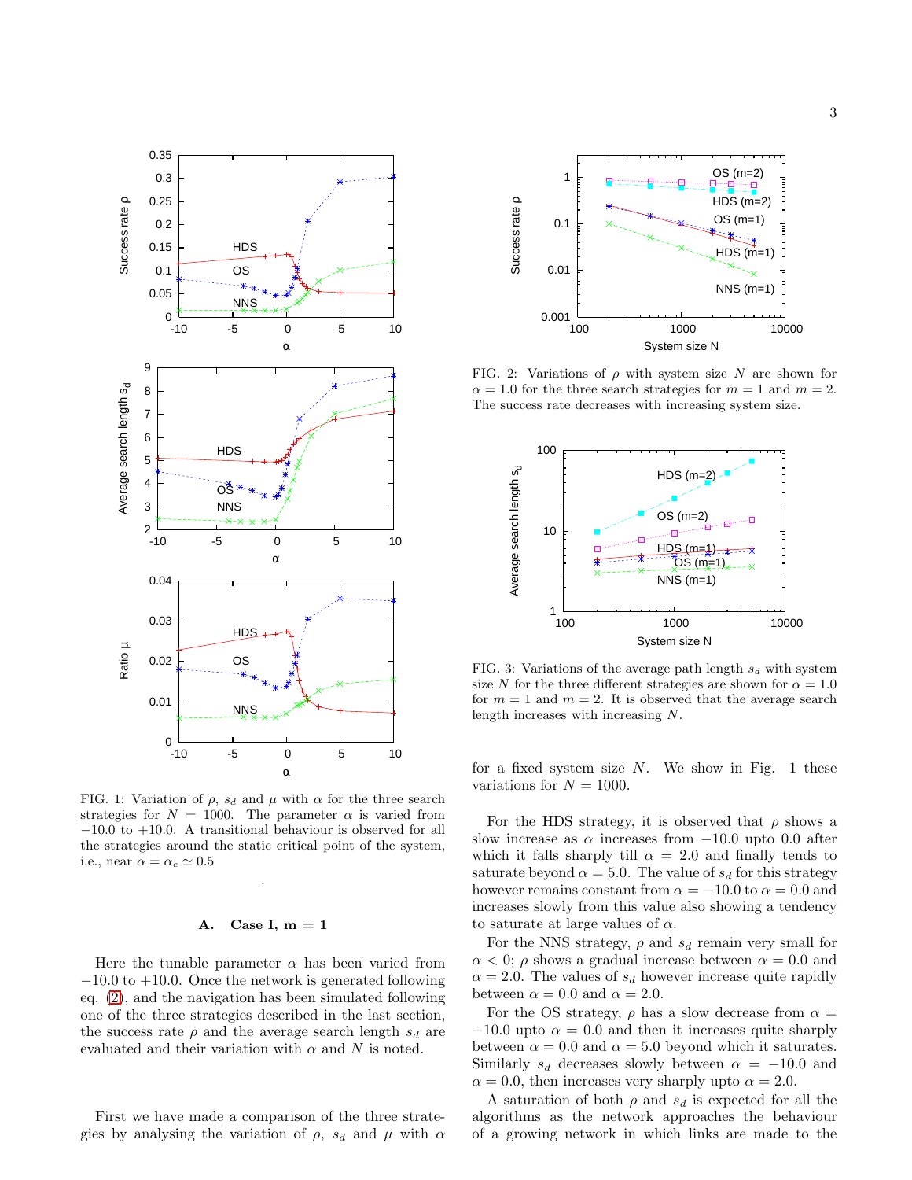FIG. 1: Variation of $\rho$, $s_d$ and $\mu$ with $\alpha$ for the three search strategies for $N = 1000$. The parameter $\alpha$ is varied from $-10.0$ to $+10.0$. A transitional behaviour is observed for all the strategies around the static critical point of the system, i.e., near $\alpha = \alpha_c \simeq 0.5$

.

### A. Case I, m = 1

Here the tunable parameter $\alpha$ has been varied from $-10.0$ to $+10.0$. Once the network is generated following eq. (2), and the navigation has been simulated following one of the three strategies described in the last section, the success rate $\rho$ and the average search length $s_d$ are evaluated and their variation with $\alpha$ and $N$ is noted.

First we have made a comparison of the three strategies by analysing the variation of $\rho$, $s_d$ and $\mu$ with $\alpha$ for a fixed system size $N$. We show in Fig. 1 these variations for $N = 1000$.

FIG. 2: Variations of $\rho$ with system size $N$ are shown for $\alpha = 1.0$ for the three search strategies for $m = 1$ and $m = 2$. The success rate decreases with increasing system size.

FIG. 3: Variations of the average path length $s_d$ with system size $N$ for the three different strategies are shown for $\alpha = 1.0$ for $m = 1$ and $m = 2$. It is observed that the average search length increases with increasing $N$.

For the HDS strategy, it is observed that $\rho$ shows a slow increase as $\alpha$ increases from $-10.0$ upto 0.0 after which it falls sharply till $\alpha = 2.0$ and finally tends to saturate beyond $\alpha = 5.0$. The value of $s_d$ for this strategy however remains constant from $\alpha = -10.0$ to $\alpha = 0.0$ and increases slowly from this value also showing a tendency to saturate at large values of $\alpha$.

For the NNS strategy, $\rho$ and $s_d$ remain very small for $\alpha < 0$; $\rho$ shows a gradual increase between $\alpha = 0.0$ and $\alpha = 2.0$. The values of $s_d$ however increase quite rapidly between $\alpha = 0.0$ and $\alpha = 2.0$.

For the OS strategy, $\rho$ has a slow decrease from $\alpha = -10.0$ upto $\alpha = 0.0$ and then it increases quite sharply between $\alpha = 0.0$ and $\alpha = 5.0$ beyond which it saturates. Similarly $s_d$ decreases slowly between $\alpha = -10.0$ and $\alpha = 0.0$, then increases very sharply upto $\alpha = 2.0$.

A saturation of both $\rho$ and $s_d$ is expected for all the algorithms as the network approaches the behaviour of a growing network in which links are made to the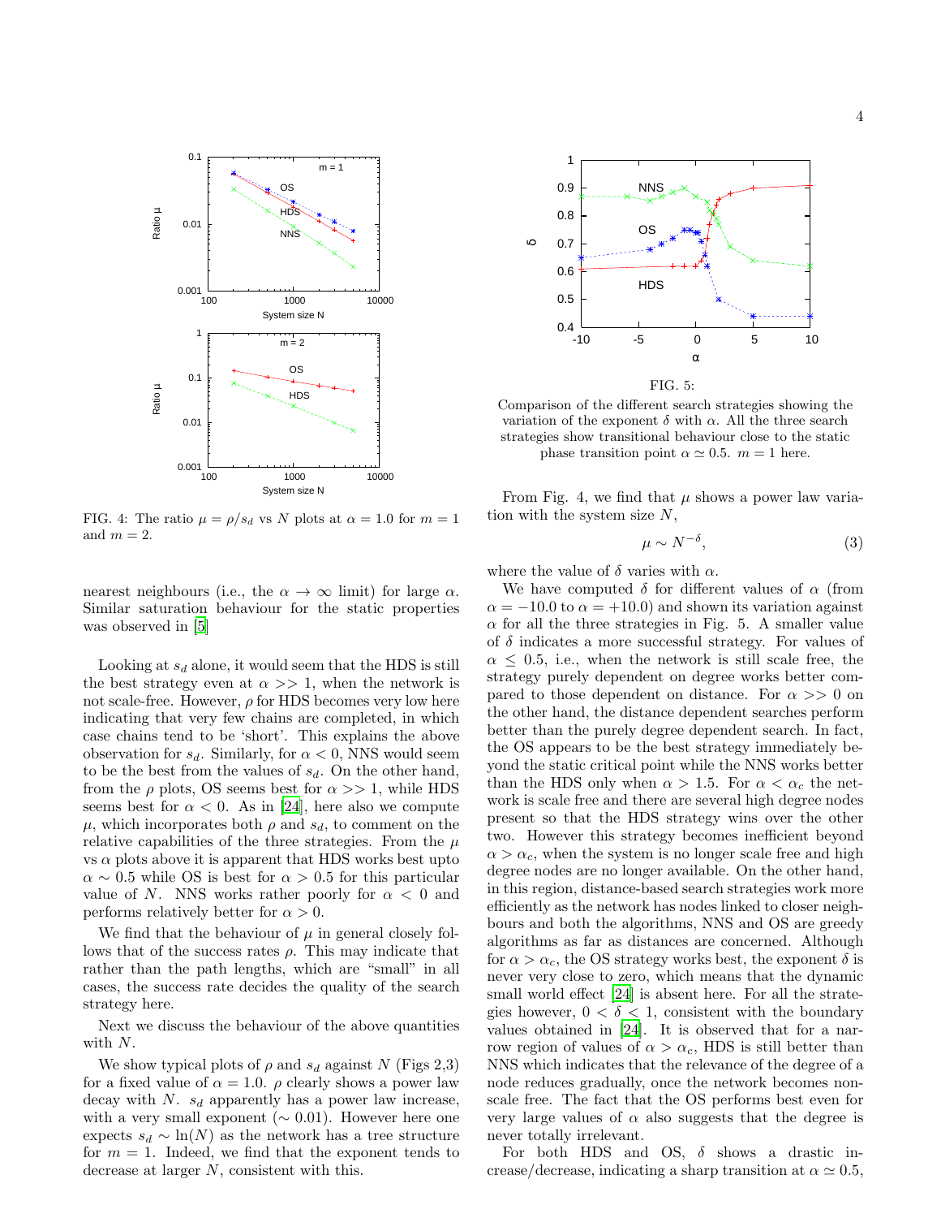FIG. 4: The ratio $\mu = \rho/s_d$ vs $N$ plots at $\alpha = 1.0$ for $m = 1$ and $m = 2$.

nearest neighbours (i.e., the $\alpha \to \infty$ limit) for large $\alpha$. Similar saturation behaviour for the static properties was observed in [5]

Looking at $s_d$ alone, it would seem that the HDS is still the best strategy even at $\alpha >> 1$, when the network is not scale-free. However, $\rho$ for HDS becomes very low here indicating that very few chains are completed, in which case chains tend to be 'short'. This explains the above observation for $s_d$. Similarly, for $\alpha < 0$, NNS would seem to be the best from the values of $s_d$. On the other hand, from the $\rho$ plots, OS seems best for $\alpha >> 1$, while HDS seems best for $\alpha < 0$. As in [24], here also we compute $\mu$, which incorporates both $\rho$ and $s_d$, to comment on the relative capabilities of the three strategies. From the $\mu$ vs $\alpha$ plots above it is apparent that HDS works best upto $\alpha \sim 0.5$ while OS is best for $\alpha > 0.5$ for this particular value of $N$. NNS works rather poorly for $\alpha < 0$ and performs relatively better for $\alpha > 0$.

We find that the behaviour of $\mu$ in general closely follows that of the success rates $\rho$. This may indicate that rather than the path lengths, which are "small" in all cases, the success rate decides the quality of the search strategy here.

Next we discuss the behaviour of the above quantities with $N$.

We show typical plots of $\rho$ and $s_d$ against $N$ (Figs 2,3) for a fixed value of $\alpha = 1.0$. $\rho$ clearly shows a power law decay with $N$. $s_d$ apparently has a power law increase, with a very small exponent ($\sim 0.01$). However here one expects $s_d \sim \ln(N)$ as the network has a tree structure for $m = 1$. Indeed, we find that the exponent tends to decrease at larger $N$, consistent with this.

FIG. 5:

Comparison of the different search strategies showing the variation of the exponent $\delta$ with $\alpha$. All the three search strategies show transitional behaviour close to the static phase transition point $\alpha \simeq 0.5$. $m = 1$ here.

From Fig. 4, we find that $\mu$ shows a power law variation with the system size $N$,

$$\mu \sim N^{-\delta}, \tag{3}$$

where the value of $\delta$ varies with $\alpha$.

We have computed $\delta$ for different values of $\alpha$ (from $\alpha = -10.0$ to $\alpha = +10.0$) and shown its variation against $\alpha$ for all the three strategies in Fig. 5. A smaller value of $\delta$ indicates a more successful strategy. For values of $\alpha \leq 0.5$, i.e., when the network is still scale free, the strategy purely dependent on degree works better compared to those dependent on distance. For $\alpha >> 0$ on the other hand, the distance dependent searches perform better than the purely degree dependent search. In fact, the OS appears to be the best strategy immediately beyond the static critical point while the NNS works better than the HDS only when $\alpha > 1.5$. For $\alpha < \alpha_c$ the network is scale free and there are several high degree nodes present so that the HDS strategy wins over the other two. However this strategy becomes inefficient beyond $\alpha > \alpha_c$, when the system is no longer scale free and high degree nodes are no longer available. On the other hand, in this region, distance-based search strategies work more efficiently as the network has nodes linked to closer neighbours and both the algorithms, NNS and OS are greedy algorithms as far as distances are concerned. Although for $\alpha > \alpha_c$, the OS strategy works best, the exponent $\delta$ is never very close to zero, which means that the dynamic small world effect [24] is absent here. For all the strategies however, $0 < \delta < 1$, consistent with the boundary values obtained in [24]. It is observed that for a narrow region of values of $\alpha > \alpha_c$, HDS is still better than NNS which indicates that the relevance of the degree of a node reduces gradually, once the network becomes non-scale free. The fact that the OS performs best even for very large values of $\alpha$ also suggests that the degree is never totally irrelevant.

For both HDS and OS, $\delta$ shows a drastic increase/decrease, indicating a sharp transition at $\alpha \simeq 0.5$,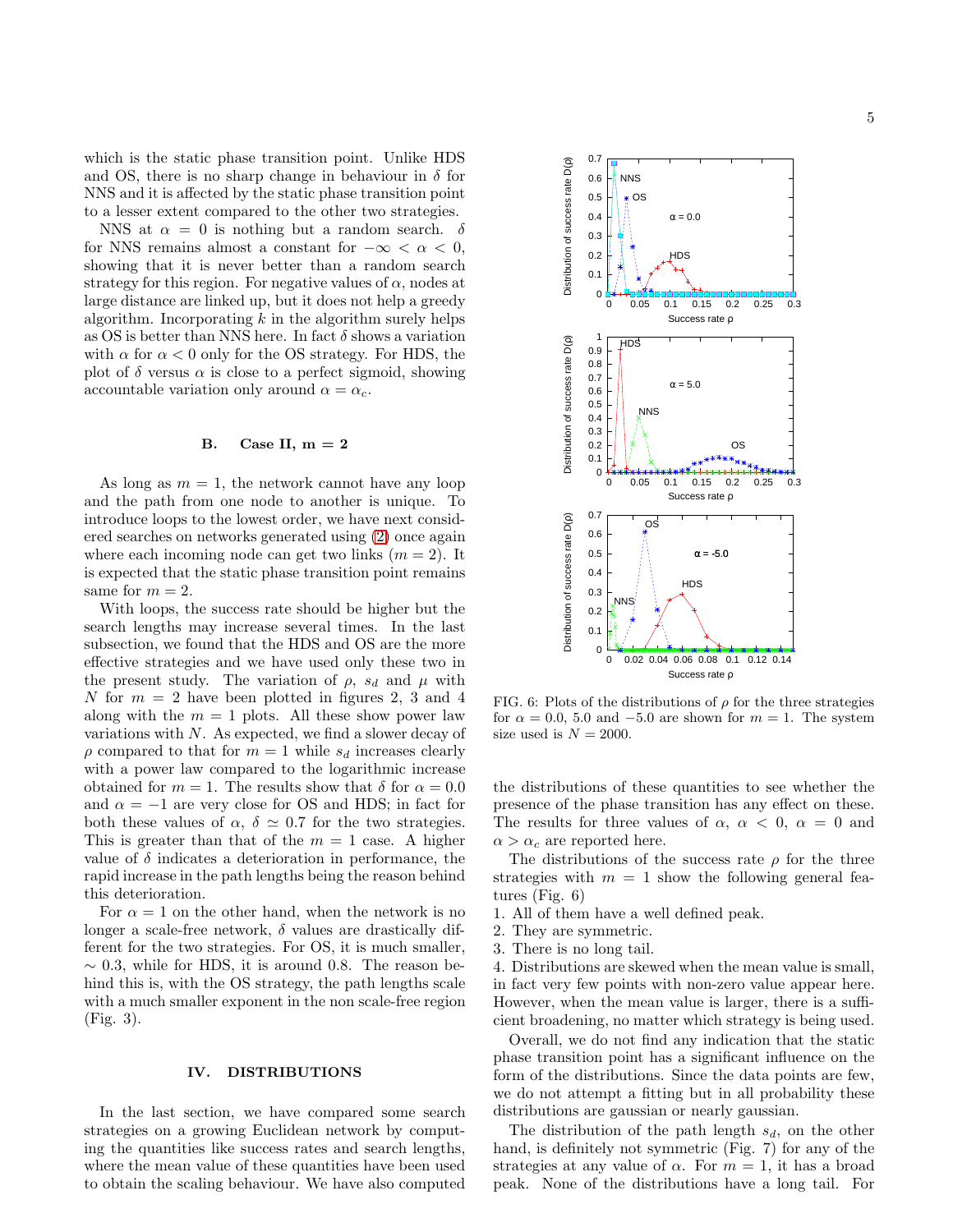which is the static phase transition point. Unlike HDS and OS, there is no sharp change in behaviour in $\delta$ for NNS and it is affected by the static phase transition point to a lesser extent compared to the other two strategies.

NNS at $\alpha = 0$ is nothing but a random search. $\delta$ for NNS remains almost a constant for $-\infty < \alpha < 0$, showing that it is never better than a random search strategy for this region. For negative values of $\alpha$, nodes at large distance are linked up, but it does not help a greedy algorithm. Incorporating $k$ in the algorithm surely helps as OS is better than NNS here. In fact $\delta$ shows a variation with $\alpha$ for $\alpha < 0$ only for the OS strategy. For HDS, the plot of $\delta$ versus $\alpha$ is close to a perfect sigmoid, showing accountable variation only around $\alpha = \alpha_c$.

### B. Case II, m = 2

As long as $m = 1$, the network cannot have any loop and the path from one node to another is unique. To introduce loops to the lowest order, we have next considered searches on networks generated using (2) once again where each incoming node can get two links ($m = 2$). It is expected that the static phase transition point remains same for $m = 2$.

With loops, the success rate should be higher but the search lengths may increase several times. In the last subsection, we found that the HDS and OS are the more effective strategies and we have used only these two in the present study. The variation of $\rho$, $s_d$ and $\mu$ with $N$ for $m = 2$ have been plotted in figures 2, 3 and 4 along with the $m = 1$ plots. All these show power law variations with $N$. As expected, we find a slower decay of $\rho$ compared to that for $m = 1$ while $s_d$ increases clearly with a power law compared to the logarithmic increase obtained for $m = 1$. The results show that $\delta$ for $\alpha = 0.0$ and $\alpha = -1$ are very close for OS and HDS; in fact for both these values of $\alpha$, $\delta \simeq 0.7$ for the two strategies. This is greater than that of the $m = 1$ case. A higher value of $\delta$ indicates a deterioration in performance, the rapid increase in the path lengths being the reason behind this deterioration.

For $\alpha = 1$ on the other hand, when the network is no longer a scale-free network, $\delta$ values are drastically different for the two strategies. For OS, it is much smaller, $\sim 0.3$, while for HDS, it is around 0.8. The reason behind this is, with the OS strategy, the path lengths scale with a much smaller exponent in the non scale-free region (Fig. 3).

## IV. DISTRIBUTIONS

In the last section, we have compared some search strategies on a growing Euclidean network by computing the quantities like success rates and search lengths, where the mean value of these quantities have been used to obtain the scaling behaviour. We have also computed the distributions of these quantities to see whether the presence of the phase transition has any effect on these. The results for three values of $\alpha$, $\alpha < 0$, $\alpha = 0$ and $\alpha > \alpha_c$ are reported here.

FIG. 6: Plots of the distributions of $\rho$ for the three strategies for $\alpha = 0.0$, 5.0 and $-5.0$ are shown for $m = 1$. The system size used is $N = 2000$.

The distributions of the success rate $\rho$ for the three strategies with $m = 1$ show the following general features (Fig. 6)

1. All of them have a well defined peak.
2. They are symmetric.
3. There is no long tail.
4. Distributions are skewed when the mean value is small, in fact very few points with non-zero value appear here. However, when the mean value is larger, there is a sufficient broadening, no matter which strategy is being used.

Overall, we do not find any indication that the static phase transition point has a significant influence on the form of the distributions. Since the data points are few, we do not attempt a fitting but in all probability these distributions are gaussian or nearly gaussian.

The distribution of the path length $s_d$, on the other hand, is definitely not symmetric (Fig. 7) for any of the strategies at any value of $\alpha$. For $m = 1$, it has a broad peak. None of the distributions have a long tail. For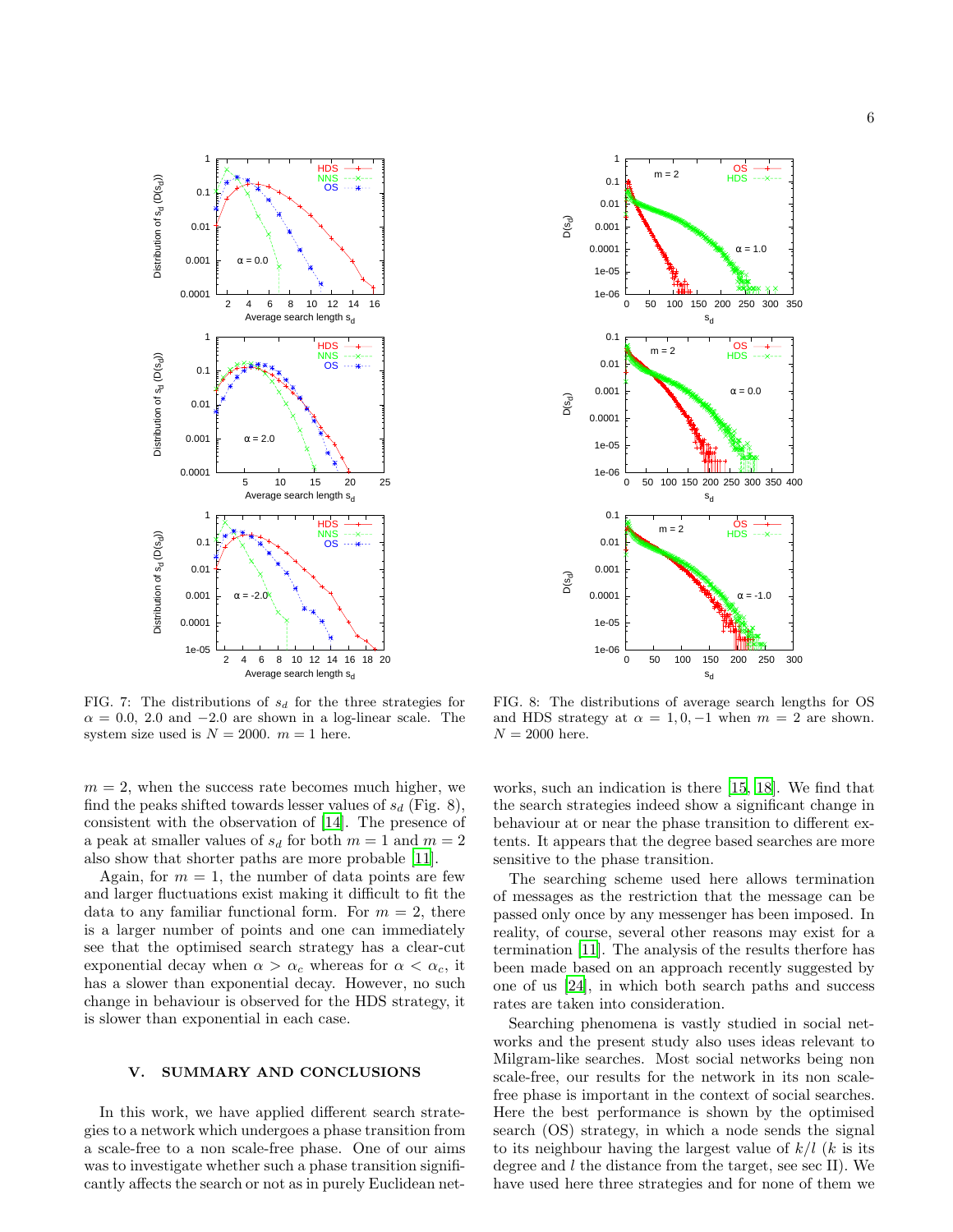FIG. 7: The distributions of $s_d$ for the three strategies for $\alpha = 0.0$, 2.0 and $-2.0$ are shown in a log-linear scale. The system size used is $N = 2000$. $m = 1$ here.

FIG. 8: The distributions of average search lengths for OS and HDS strategy at $\alpha = 1, 0, -1$ when $m = 2$ are shown. $N = 2000$ here.

$m = 2$, when the success rate becomes much higher, we find the peaks shifted towards lesser values of $s_d$ (Fig. 8), consistent with the observation of [14]. The presence of a peak at smaller values of $s_d$ for both $m = 1$ and $m = 2$ also show that shorter paths are more probable [11].

Again, for $m = 1$, the number of data points are few and larger fluctuations exist making it difficult to fit the data to any familiar functional form. For $m = 2$, there is a larger number of points and one can immediately see that the optimised search strategy has a clear-cut exponential decay when $\alpha > \alpha_c$ whereas for $\alpha < \alpha_c$, it has a slower than exponential decay. However, no such change in behaviour is observed for the HDS strategy, it is slower than exponential in each case.

## V. SUMMARY AND CONCLUSIONS

In this work, we have applied different search strategies to a network which undergoes a phase transition from a scale-free to a non scale-free phase. One of our aims was to investigate whether such a phase transition significantly affects the search or not as in purely Euclidean networks, such an indication is there [15, 18]. We find that the search strategies indeed show a significant change in behaviour at or near the phase transition to different extents. It appears that the degree based searches are more sensitive to the phase transition.

The searching scheme used here allows termination of messages as the restriction that the message can be passed only once by any messenger has been imposed. In reality, of course, several other reasons may exist for a termination [11]. The analysis of the results therefore has been made based on an approach recently suggested by one of us [24], in which both search paths and success rates are taken into consideration.

Searching phenomena is vastly studied in social networks and the present study also uses ideas relevant to Milgram-like searches. Most social networks being non scale-free, our results for the network in its non scale-free phase is important in the context of social searches. Here the best performance is shown by the optimised search (OS) strategy, in which a node sends the signal to its neighbour having the largest value of $k/l$ ($k$ is its degree and $l$ the distance from the target, see sec II). We have used here three strategies and for none of them we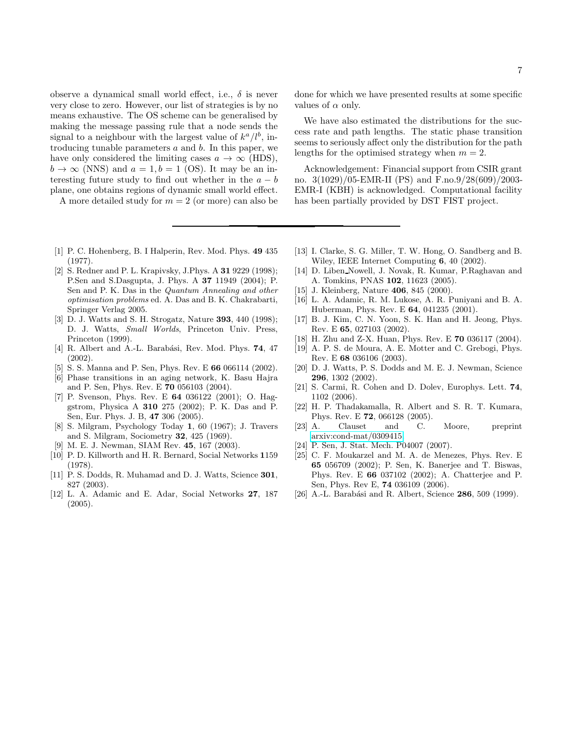observe a dynamical small world effect, i.e., $\delta$ is never very close to zero. However, our list of strategies is by no means exhaustive. The OS scheme can be generalised by making the message passing rule that a node sends the signal to a neighbour with the largest value of $k^a/l^b$, introducing tunable parameters $a$ and $b$. In this paper, we have only considered the limiting cases $a \to \infty$ (HDS), $b \to \infty$ (NNS) and $a = 1, b = 1$ (OS). It may be an interesting future study to find out whether in the $a - b$ plane, one obtains regions of dynamic small world effect.

A more detailed study for $m = 2$ (or more) can also be done for which we have presented results at some specific values of $\alpha$ only.

We have also estimated the distributions for the success rate and path lengths. The static phase transition seems to seriously affect only the distribution for the path lengths for the optimised strategy when $m = 2$.

Acknowledgement: Financial support from CSIR grant no. 3(1029)/05-EMR-II (PS) and F.no.9/28(609)/2003-EMR-I (KBH) is acknowledged. Computational facility has been partially provided by DST FIST project.

---

[1] P. C. Hohenberg, B. I Halperin, Rev. Mod. Phys. **49** 435 (1977).

[2] S. Redner and P. L. Krapivsky, J.Phys. A **31** 9229 (1998); P.Sen and S.Dasgupta, J. Phys. A **37** 11949 (2004); P. Sen and P. K. Das in the *Quantum Annealing and other optimisation problems* ed. A. Das and B. K. Chakrabarti, Springer Verlag 2005.

[3] D. J. Watts and S. H. Strogatz, Nature **393**, 440 (1998); D. J. Watts, *Small Worlds*, Princeton Univ. Press, Princeton (1999).

[4] R. Albert and A.-L. Barabási, Rev. Mod. Phys. **74**, 47 (2002).

[5] S. S. Manna and P. Sen, Phys. Rev. E **66** 066114 (2002).

[6] Phase transitions in an aging network, K. Basu Hajra and P. Sen, Phys. Rev. E **70** 056103 (2004).

[7] P. Svenson, Phys. Rev. E **64** 036122 (2001); O. Haggstrom, Physica A **310** 275 (2002); P. K. Das and P. Sen, Eur. Phys. J. B, **47** 306 (2005).

[8] S. Milgram, Psychology Today **1**, 60 (1967); J. Travers and S. Milgram, Sociometry **32**, 425 (1969).

[9] M. E. J. Newman, SIAM Rev. **45**, 167 (2003).

[10] P. D. Killworth and H. R. Bernard, Social Networks **1**159 (1978).

[11] P. S. Dodds, R. Muhamad and D. J. Watts, Science **301**, 827 (2003).

[12] L. A. Adamic and E. Adar, Social Networks **27**, 187 (2005).

[13] I. Clarke, S. G. Miller, T. W. Hong, O. Sandberg and B. Wiley, IEEE Internet Computing **6**, 40 (2002).

[14] D. Liben_Nowell, J. Novak, R. Kumar, P.Raghavan and A. Tomkins, PNAS **102**, 11623 (2005).

[15] J. Kleinberg, Nature **406**, 845 (2000).

[16] L. A. Adamic, R. M. Lukose, A. R. Puniyani and B. A. Huberman, Phys. Rev. E **64**, 041235 (2001).

[17] B. J. Kim, C. N. Yoon, S. K. Han and H. Jeong, Phys. Rev. E **65**, 027103 (2002).

[18] H. Zhu and Z-X. Huan, Phys. Rev. E **70** 036117 (2004).

[19] A. P. S. de Moura, A. E. Motter and C. Grebogi, Phys. Rev. E **68** 036106 (2003).

[20] D. J. Watts, P. S. Dodds and M. E. J. Newman, Science **296**, 1302 (2002).

[21] S. Carmi, R. Cohen and D. Dolev, Europhys. Lett. **74**, 1102 (2006).

[22] H. P. Thadakamalla, R. Albert and S. R. T. Kumara, Phys. Rev. E **72**, 066128 (2005).

[23] A. Clauset and C. Moore, preprint arxiv:cond-mat/0309415.

[24] P. Sen, J. Stat. Mech. P04007 (2007).

[25] C. F. Moukarzel and M. A. de Menezes, Phys. Rev. E **65** 056709 (2002); P. Sen, K. Banerjee and T. Biswas, Phys. Rev. E **66** 037102 (2002); A. Chatterjee and P. Sen, Phys. Rev E, **74** 036109 (2006).

[26] A.-L. Barabási and R. Albert, Science **286**, 509 (1999).